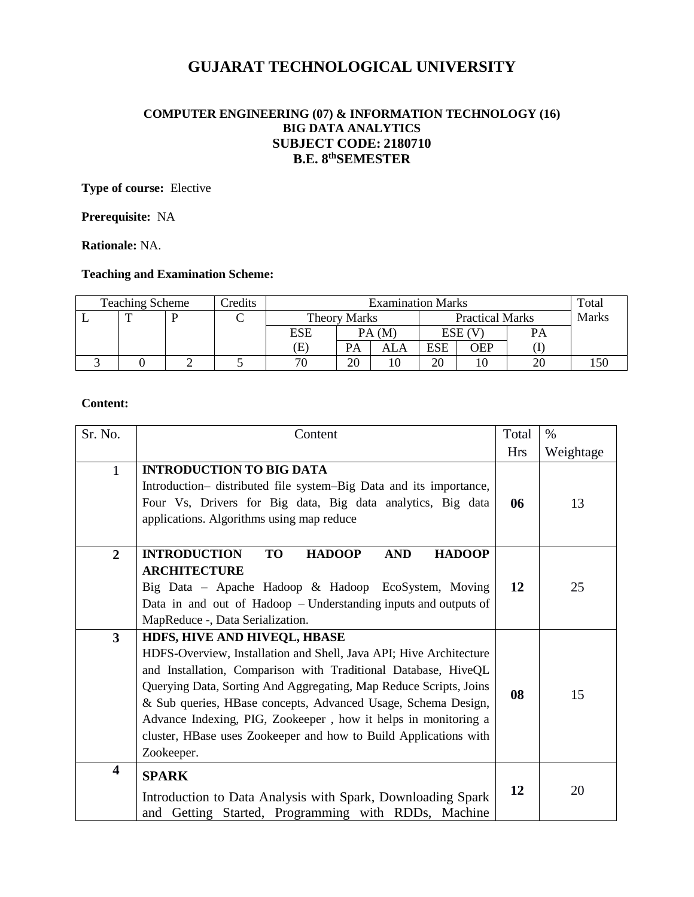# GUJARAT TECHNOLOGICAL UNIVERSITY

**COMPUTER ENGINEERING (07) & INFORMATION TECHNOLOGY (16)**
**BIG DATA ANALYTICS**
**SUBJECT CODE: 2180710**
**B.E. 8thSEMESTER**

**Type of course:** Elective

**Prerequisite:** NA

**Rationale:** NA.

**Teaching and Examination Scheme:**

| Teaching Scheme | | | Credits | Examination Marks | | | | | | Total Marks |
|---|---|---|---|---|---|---|---|---|---|---|
| | | | | Theory Marks | | | Practical Marks | | | |
| L | T | P | C | ESE (E) | PA (M) | | ESE (V) | | PA (I) | |
| | | | | | PA | ALA | ESE | OEP | | |
| 3 | 0 | 2 | 5 | 70 | 20 | 10 | 20 | 10 | 20 | 150 |

**Content:**

| Sr. No. | Content | Total Hrs | % Weightage |
|---|---|---|---|
| 1 | **INTRODUCTION TO BIG DATA** Introduction– distributed file system–Big Data and its importance, Four Vs, Drivers for Big data, Big data analytics, Big data applications. Algorithms using map reduce | **06** | 13 |
| **2** | **INTRODUCTION TO HADOOP AND HADOOP ARCHITECTURE** Big Data – Apache Hadoop & Hadoop EcoSystem, Moving Data in and out of Hadoop – Understanding inputs and outputs of MapReduce -, Data Serialization. | **12** | 25 |
| **3** | **HDFS, HIVE AND HIVEQL, HBASE** HDFS-Overview, Installation and Shell, Java API; Hive Architecture and Installation, Comparison with Traditional Database, HiveQL Querying Data, Sorting And Aggregating, Map Reduce Scripts, Joins & Sub queries, HBase concepts, Advanced Usage, Schema Design, Advance Indexing, PIG, Zookeeper , how it helps in monitoring a cluster, HBase uses Zookeeper and how to Build Applications with Zookeeper. | **08** | 15 |
| **4** | **SPARK** Introduction to Data Analysis with Spark, Downloading Spark and Getting Started, Programming with RDDs, Machine | **12** | 20 |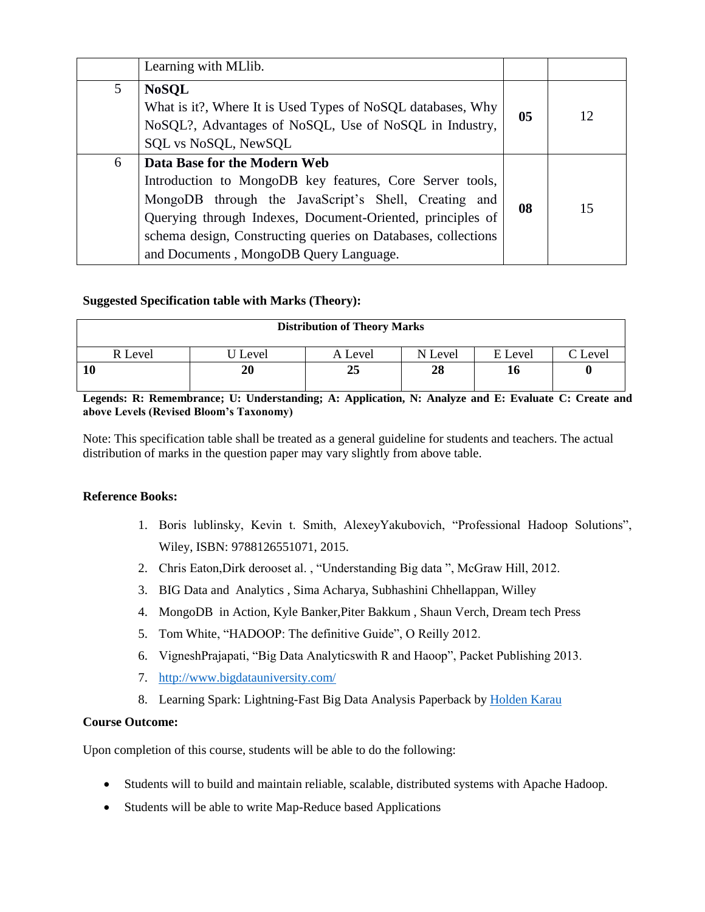| | | | |
|---|---|---|---|
| | Learning with MLlib. | | |
| 5 | **NoSQL**<br>What is it?, Where It is Used Types of NoSQL databases, Why NoSQL?, Advantages of NoSQL, Use of NoSQL in Industry, SQL vs NoSQL, NewSQL | **05** | 12 |
| 6 | **Data Base for the Modern Web**<br>Introduction to MongoDB key features, Core Server tools, MongoDB through the JavaScript's Shell, Creating and Querying through Indexes, Document-Oriented, principles of schema design, Constructing queries on Databases, collections and Documents , MongoDB Query Language. | **08** | 15 |

**Suggested Specification table with Marks (Theory):**

| Distribution of Theory Marks | | | | | |
|---|---|---|---|---|---|
| R Level | U Level | A Level | N Level | E Level | C Level |
| **10** | **20** | **25** | **28** | **16** | **0** |

**Legends: R: Remembrance; U: Understanding; A: Application, N: Analyze and E: Evaluate C: Create and above Levels (Revised Bloom's Taxonomy)**

Note: This specification table shall be treated as a general guideline for students and teachers. The actual distribution of marks in the question paper may vary slightly from above table.

**Reference Books:**

1. Boris lublinsky, Kevin t. Smith, AlexeyYakubovich, "Professional Hadoop Solutions", Wiley, ISBN: 9788126551071, 2015.
2. Chris Eaton,Dirk derooset al. , "Understanding Big data ", McGraw Hill, 2012.
3. BIG Data and Analytics , Sima Acharya, Subhashini Chhellappan, Willey
4. MongoDB in Action, Kyle Banker,Piter Bakkum , Shaun Verch, Dream tech Press
5. Tom White, "HADOOP: The definitive Guide", O Reilly 2012.
6. VigneshPrajapati, "Big Data Analyticswith R and Haoop", Packet Publishing 2013.
7. http://www.bigdatauniversity.com/
8. Learning Spark: Lightning-Fast Big Data Analysis Paperback by Holden Karau

**Course Outcome:**

Upon completion of this course, students will be able to do the following:

- Students will to build and maintain reliable, scalable, distributed systems with Apache Hadoop.
- Students will be able to write Map-Reduce based Applications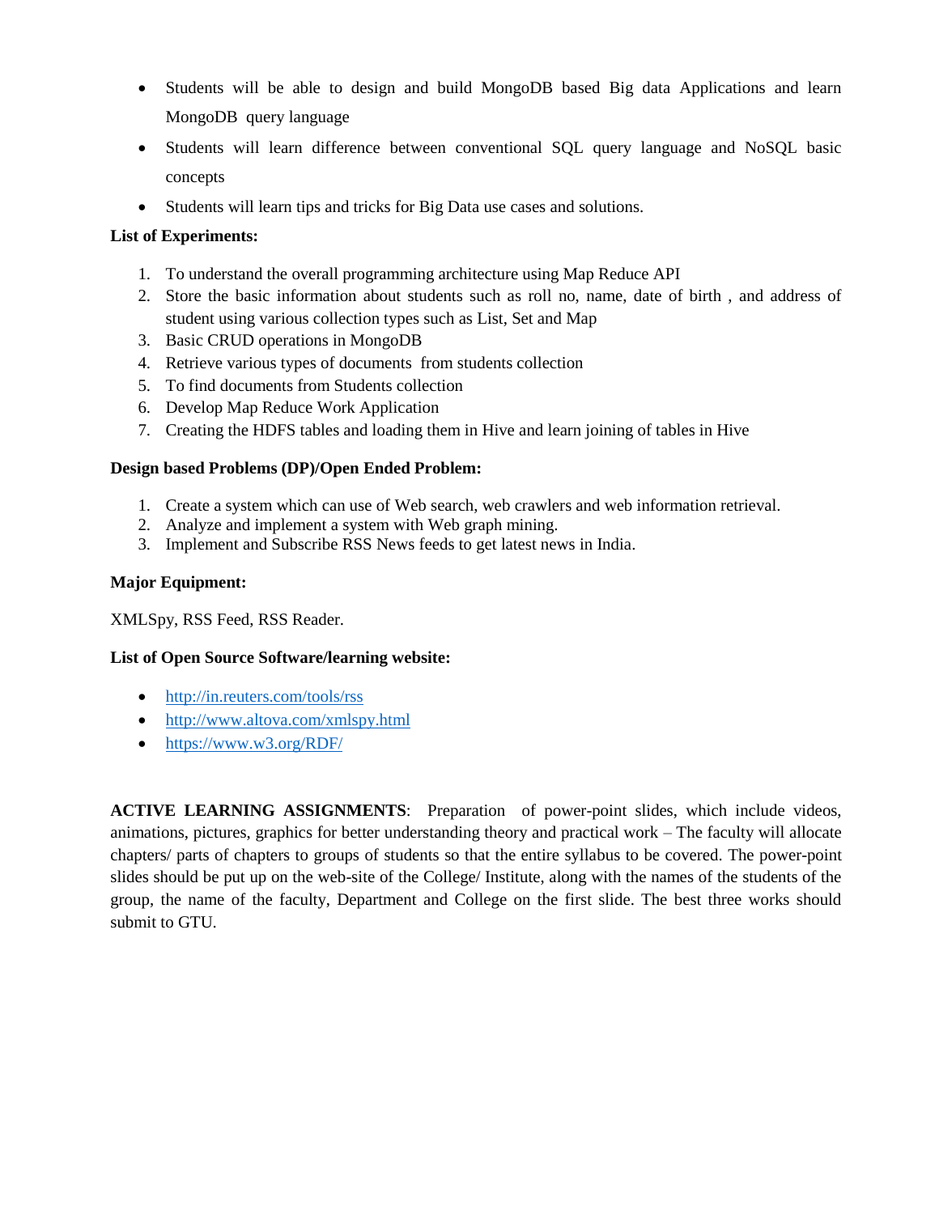- Students will be able to design and build MongoDB based Big data Applications and learn MongoDB query language
- Students will learn difference between conventional SQL query language and NoSQL basic concepts
- Students will learn tips and tricks for Big Data use cases and solutions.

**List of Experiments:**

1. To understand the overall programming architecture using Map Reduce API
2. Store the basic information about students such as roll no, name, date of birth , and address of student using various collection types such as List, Set and Map
3. Basic CRUD operations in MongoDB
4. Retrieve various types of documents from students collection
5. To find documents from Students collection
6. Develop Map Reduce Work Application
7. Creating the HDFS tables and loading them in Hive and learn joining of tables in Hive

**Design based Problems (DP)/Open Ended Problem:**

1. Create a system which can use of Web search, web crawlers and web information retrieval.
2. Analyze and implement a system with Web graph mining.
3. Implement and Subscribe RSS News feeds to get latest news in India.

**Major Equipment:**

XMLSpy, RSS Feed, RSS Reader.

**List of Open Source Software/learning website:**

- http://in.reuters.com/tools/rss
- http://www.altova.com/xmlspy.html
- https://www.w3.org/RDF/

**ACTIVE LEARNING ASSIGNMENTS**: Preparation of power-point slides, which include videos, animations, pictures, graphics for better understanding theory and practical work – The faculty will allocate chapters/ parts of chapters to groups of students so that the entire syllabus to be covered. The power-point slides should be put up on the web-site of the College/ Institute, along with the names of the students of the group, the name of the faculty, Department and College on the first slide. The best three works should submit to GTU.